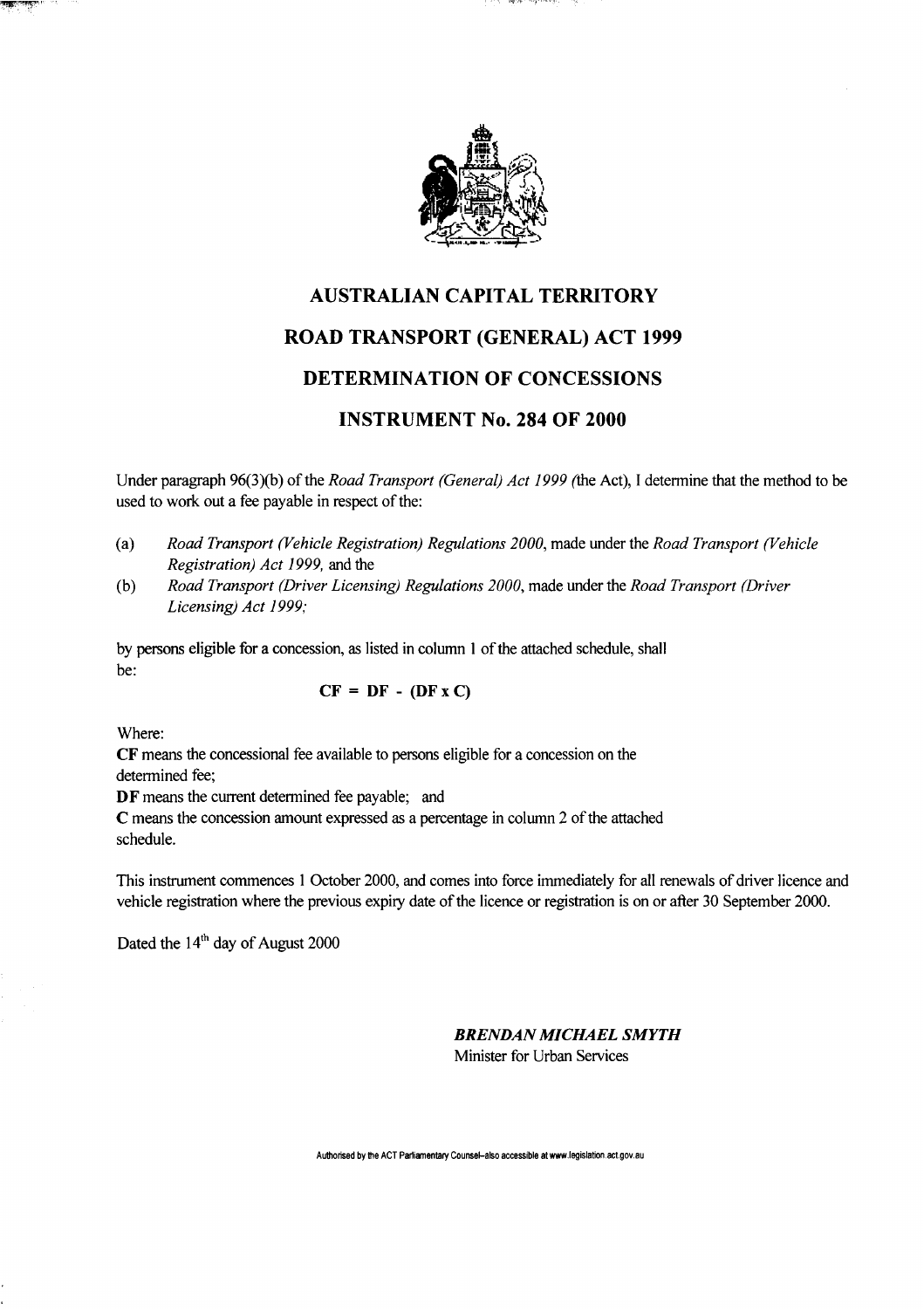# AUSTRALIAN CAPITAL TERRITORY

# ROAD TRANSPORT (GENERAL) ACT 1999

# DETERMINATION OF CONCESSIONS

# INSTRUMENT No. 284 OF 2000

Under paragraph 96(3)(b) of the *Road Transport (General) Act 1999* (the Act), I determine that the method to be used to work out a fee payable in respect of the:

(a) *Road Transport (Vehicle Registration) Regulations 2000*, made under the *Road Transport (Vehicle Registration) Act 1999*, and the

(b) *Road Transport (Driver Licensing) Regulations 2000*, made under the *Road Transport (Driver Licensing) Act 1999;*

by persons eligible for a concession, as listed in column 1 of the attached schedule, shall be:

$$\mathbf{CF = DF - (DF \times C)}$$

Where:

**CF** means the concessional fee available to persons eligible for a concession on the determined fee;

**DF** means the current determined fee payable; and

**C** means the concession amount expressed as a percentage in column 2 of the attached schedule.

This instrument commences 1 October 2000, and comes into force immediately for all renewals of driver licence and vehicle registration where the previous expiry date of the licence or registration is on or after 30 September 2000.

Dated the 14th day of August 2000

***BRENDAN MICHAEL SMYTH***
Minister for Urban Services

Authorised by the ACT Parliamentary Counsel–also accessible at www.legislation.act.gov.au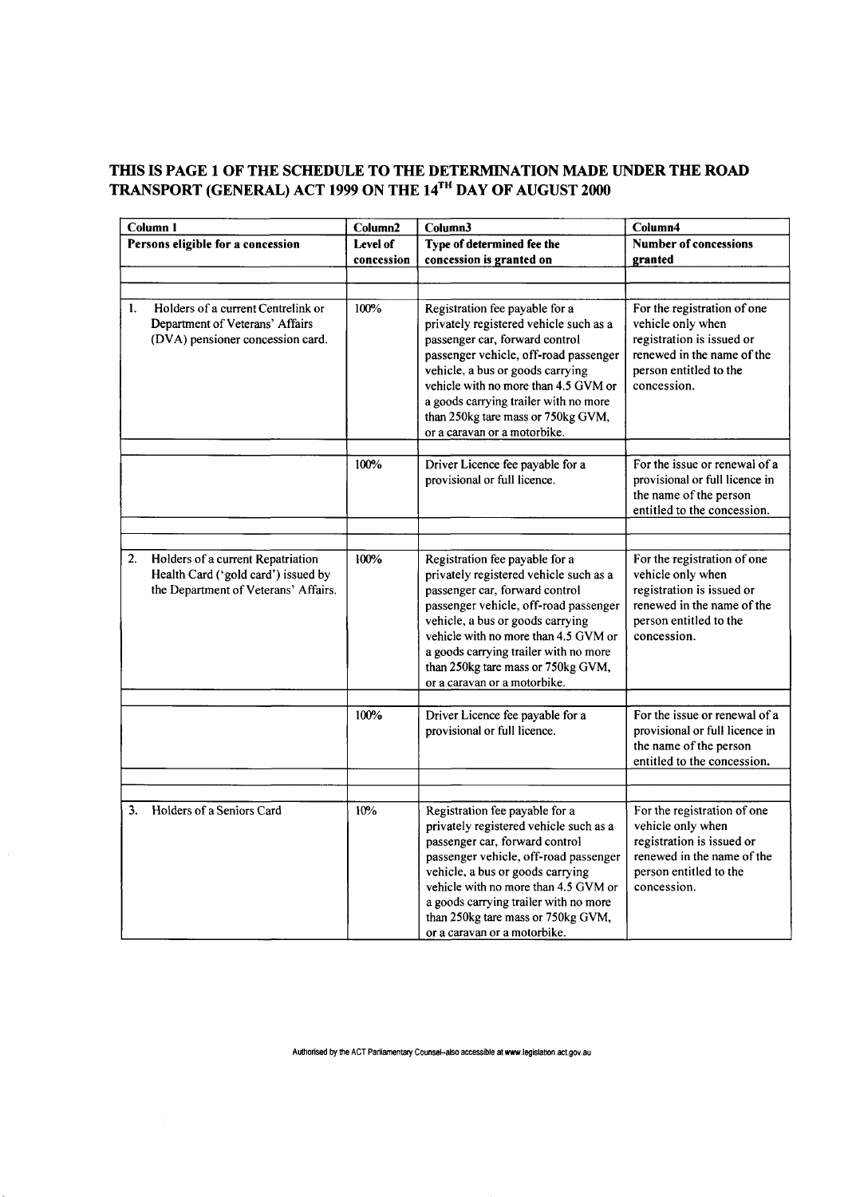## THIS IS PAGE 1 OF THE SCHEDULE TO THE DETERMINATION MADE UNDER THE ROAD TRANSPORT (GENERAL) ACT 1999 ON THE 14TH DAY OF AUGUST 2000

| Column 1 | Column2 | Column3 | Column4 |
|---|---|---|---|
| **Persons eligible for a concession** | **Level of concession** | **Type of determined fee the concession is granted on** | **Number of concessions granted** |
| | | | |
| 1. Holders of a current Centrelink or Department of Veterans' Affairs (DVA) pensioner concession card. | 100% | Registration fee payable for a privately registered vehicle such as a passenger car, forward control passenger vehicle, off-road passenger vehicle, a bus or goods carrying vehicle with no more than 4.5 GVM or a goods carrying trailer with no more than 250kg tare mass or 750kg GVM, or a caravan or a motorbike. | For the registration of one vehicle only when registration is issued or renewed in the name of the person entitled to the concession. |
| | | | |
| | 100% | Driver Licence fee payable for a provisional or full licence. | For the issue or renewal of a provisional or full licence in the name of the person entitled to the concession. |
| | | | |
| | | | |
| 2. Holders of a current Repatriation Health Card ('gold card') issued by the Department of Veterans' Affairs. | 100% | Registration fee payable for a privately registered vehicle such as a passenger car, forward control passenger vehicle, off-road passenger vehicle, a bus or goods carrying vehicle with no more than 4.5 GVM or a goods carrying trailer with no more than 250kg tare mass or 750kg GVM, or a caravan or a motorbike. | For the registration of one vehicle only when registration is issued or renewed in the name of the person entitled to the concession. |
| | | | |
| | 100% | Driver Licence fee payable for a provisional or full licence. | For the issue or renewal of a provisional or full licence in the name of the person entitled to the concession. |
| | | | |
| | | | |
| 3. Holders of a Seniors Card | 10% | Registration fee payable for a privately registered vehicle such as a passenger car, forward control passenger vehicle, off-road passenger vehicle, a bus or goods carrying vehicle with no more than 4.5 GVM or a goods carrying trailer with no more than 250kg tare mass or 750kg GVM, or a caravan or a motorbike. | For the registration of one vehicle only when registration is issued or renewed in the name of the person entitled to the concession. |

Authorised by the ACT Parliamentary Counsel–also accessible at www.legislation.act.gov.au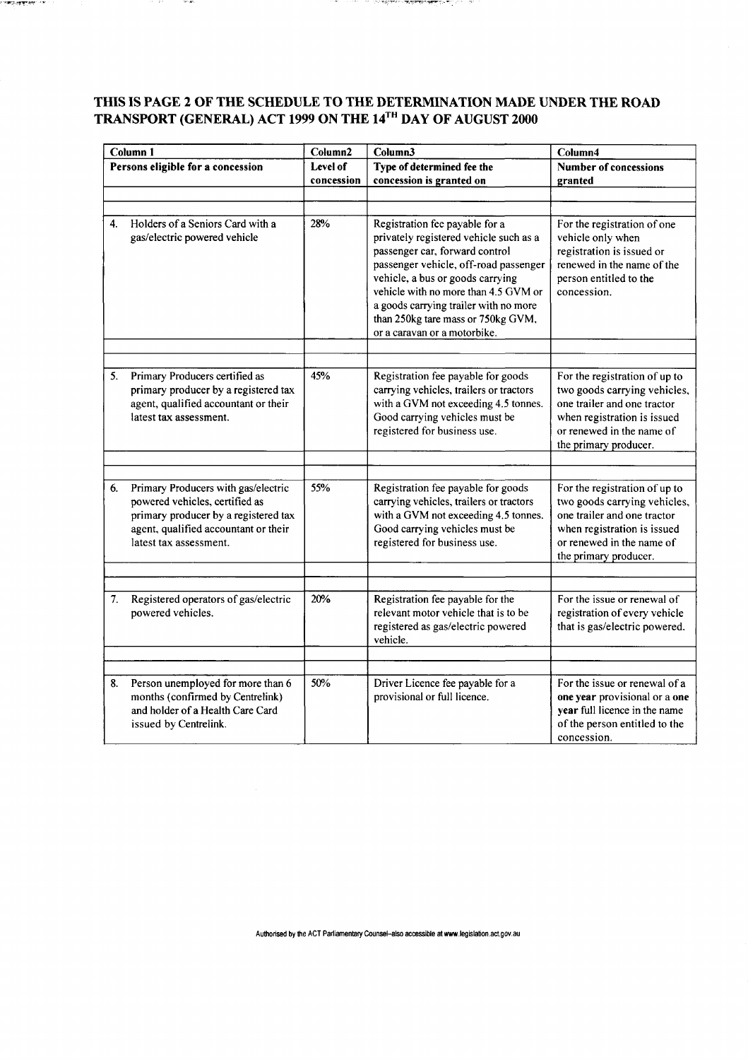**THIS IS PAGE 2 OF THE SCHEDULE TO THE DETERMINATION MADE UNDER THE ROAD TRANSPORT (GENERAL) ACT 1999 ON THE 14TH DAY OF AUGUST 2000**

| Column 1 | Column2 | Column3 | Column4 |
|---|---|---|---|
| **Persons eligible for a concession** | **Level of concession** | **Type of determined fee the concession is granted on** | **Number of concessions granted** |
| 4. Holders of a Seniors Card with a gas/electric powered vehicle | 28% | Registration fee payable for a privately registered vehicle such as a passenger car, forward control passenger vehicle, off-road passenger vehicle, a bus or goods carrying vehicle with no more than 4.5 GVM or a goods carrying trailer with no more than 250kg tare mass or 750kg GVM, or a caravan or a motorbike. | For the registration of one vehicle only when registration is issued or renewed in the name of the person entitled to the concession. |
| 5. Primary Producers certified as primary producer by a registered tax agent, qualified accountant or their latest tax assessment. | 45% | Registration fee payable for goods carrying vehicles, trailers or tractors with a GVM not exceeding 4.5 tonnes. Good carrying vehicles must be registered for business use. | For the registration of up to two goods carrying vehicles, one trailer and one tractor when registration is issued or renewed in the name of the primary producer. |
| 6. Primary Producers with gas/electric powered vehicles, certified as primary producer by a registered tax agent, qualified accountant or their latest tax assessment. | 55% | Registration fee payable for goods carrying vehicles, trailers or tractors with a GVM not exceeding 4.5 tonnes. Good carrying vehicles must be registered for business use. | For the registration of up to two goods carrying vehicles, one trailer and one tractor when registration is issued or renewed in the name of the primary producer. |
| 7. Registered operators of gas/electric powered vehicles. | 20% | Registration fee payable for the relevant motor vehicle that is to be registered as gas/electric powered vehicle. | For the issue or renewal of registration of every vehicle that is gas/electric powered. |
| 8. Person unemployed for more than 6 months (confirmed by Centrelink) and holder of a Health Care Card issued by Centrelink. | 50% | Driver Licence fee payable for a provisional or full licence. | For the issue or renewal of a **one year** provisional or a **one year** full licence in the name of the person entitled to the concession. |

Authorised by the ACT Parliamentary Counsel–also accessible at www.legislation.act.gov.au